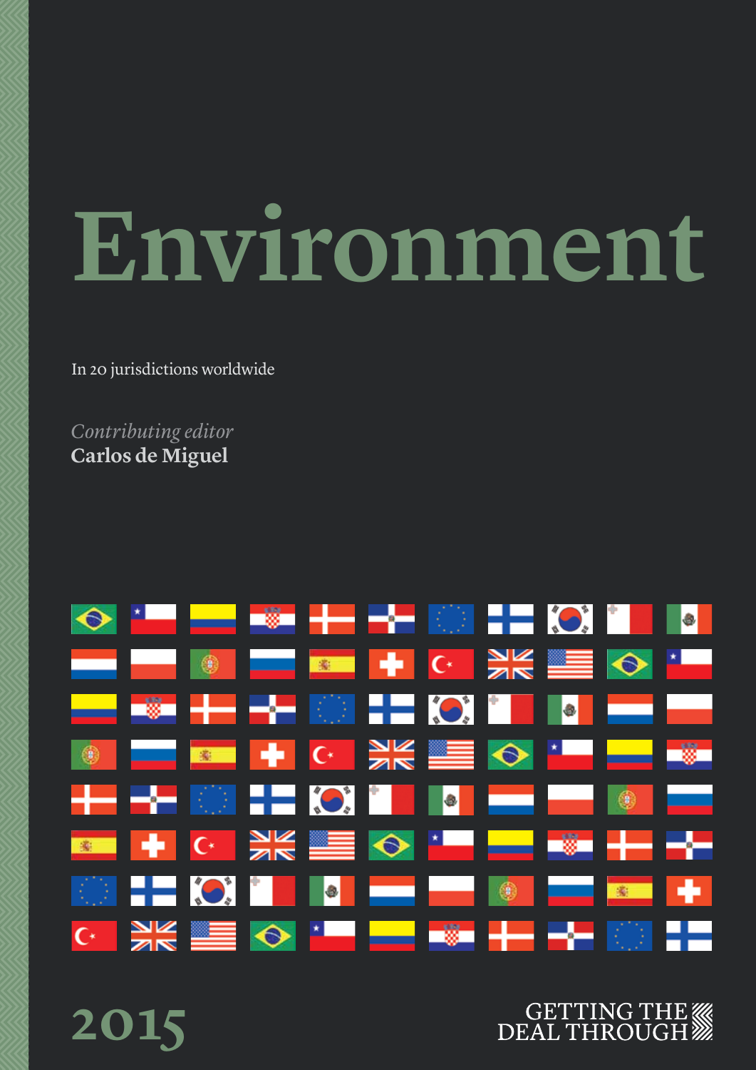# Environment

In 20 jurisdictions worldwide

*Contributing editor*
**Carlos de Miguel**

2015

GETTING THE DEAL THROUGH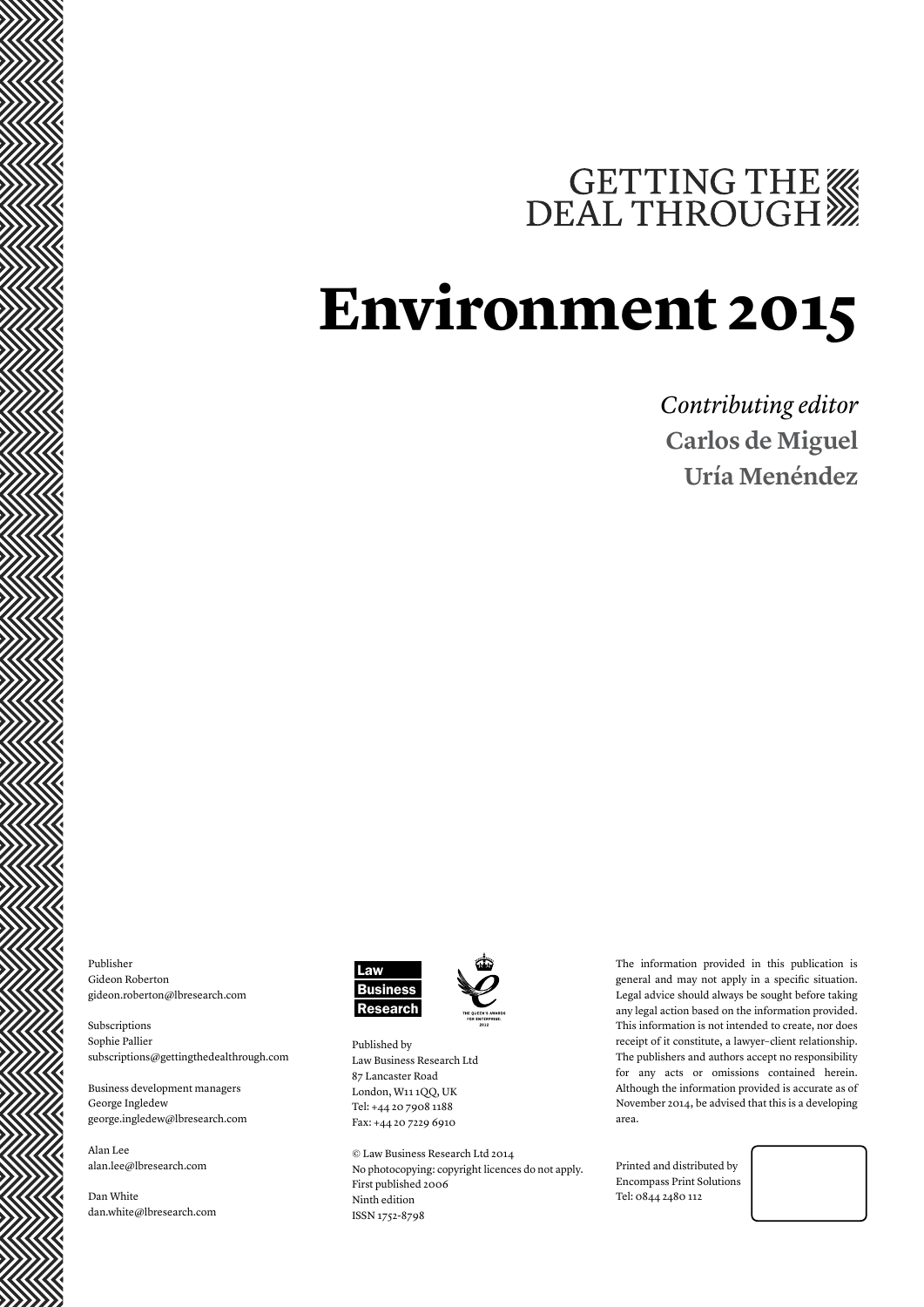GETTING THE DEAL THROUGH

# Environment 2015

*Contributing editor*
**Carlos de Miguel**
**Uría Menéndez**

Publisher
Gideon Roberton
gideon.roberton@lbresearch.com

Subscriptions
Sophie Pallier
subscriptions@gettingthedealthrough.com

Business development managers
George Ingledew
george.ingledew@lbresearch.com

Alan Lee
alan.lee@lbresearch.com

Dan White
dan.white@lbresearch.com

Law Business Research

THE QUEEN'S AWARDS FOR ENTERPRISE: 2012

Published by
Law Business Research Ltd
87 Lancaster Road
London, W11 1QQ, UK
Tel: +44 20 7908 1188
Fax: +44 20 7229 6910

© Law Business Research Ltd 2014
No photocopying: copyright licences do not apply.
First published 2006
Ninth edition
ISSN 1752-8798

The information provided in this publication is general and may not apply in a specific situation. Legal advice should always be sought before taking any legal action based on the information provided. This information is not intended to create, nor does receipt of it constitute, a lawyer–client relationship. The publishers and authors accept no responsibility for any acts or omissions contained herein. Although the information provided is accurate as of November 2014, be advised that this is a developing area.

Printed and distributed by
Encompass Print Solutions
Tel: 0844 2480 112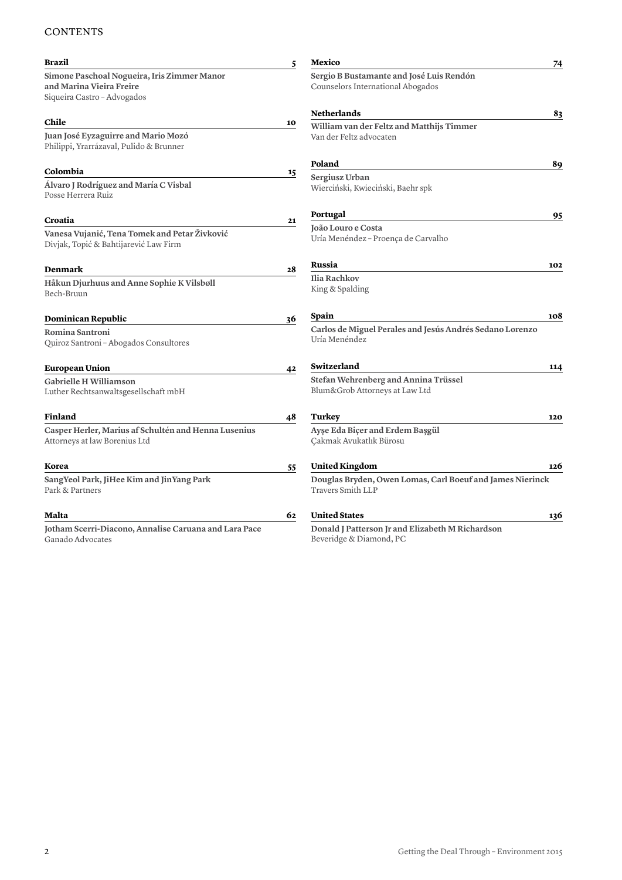# CONTENTS

**Brazil** **5**

**Simone Paschoal Nogueira, Iris Zimmer Manor and Marina Vieira Freire**
Siqueira Castro – Advogados

**Chile** **10**

**Juan José Eyzaguirre and Mario Mozó**
Philippi, Yrarrázaval, Pulido & Brunner

**Colombia** **15**

**Álvaro J Rodríguez and María C Visbal**
Posse Herrera Ruiz

**Croatia** **21**

**Vanesa Vujanić, Tena Tomek and Petar Živković**
Divjak, Topić & Bahtijarević Law Firm

**Denmark** **28**

**Håkun Djurhuus and Anne Sophie K Vilsbøll**
Bech-Bruun

**Dominican Republic** **36**

**Romina Santroni**
Quiroz Santroni – Abogados Consultores

**European Union** **42**

**Gabrielle H Williamson**
Luther Rechtsanwaltsgesellschaft mbH

**Finland** **48**

**Casper Herler, Marius af Schultén and Henna Lusenius**
Attorneys at law Borenius Ltd

**Korea** **55**

**SangYeol Park, JiHee Kim and JinYang Park**
Park & Partners

**Malta** **62**

**Jotham Scerri-Diacono, Annalise Caruana and Lara Pace**
Ganado Advocates

**Mexico** **74**

**Sergio B Bustamante and José Luis Rendón**
Counselors International Abogados

**Netherlands** **83**

**William van der Feltz and Matthijs Timmer**
Van der Feltz advocaten

**Poland** **89**

**Sergiusz Urban**
Wierciński, Kwieciński, Baehr spk

**Portugal** **95**

**João Louro e Costa**
Uría Menéndez – Proença de Carvalho

**Russia** **102**

**Ilia Rachkov**
King & Spalding

**Spain** **108**

**Carlos de Miguel Perales and Jesús Andrés Sedano Lorenzo**
Uría Menéndez

**Switzerland** **114**

**Stefan Wehrenberg and Annina Trüssel**
Blum&Grob Attorneys at Law Ltd

**Turkey** **120**

**Ayşe Eda Biçer and Erdem Başgül**
Çakmak Avukatlık Bürosu

**United Kingdom** **126**

**Douglas Bryden, Owen Lomas, Carl Boeuf and James Nierinck**
Travers Smith LLP

**United States** **136**

**Donald J Patterson Jr and Elizabeth M Richardson**
Beveridge & Diamond, PC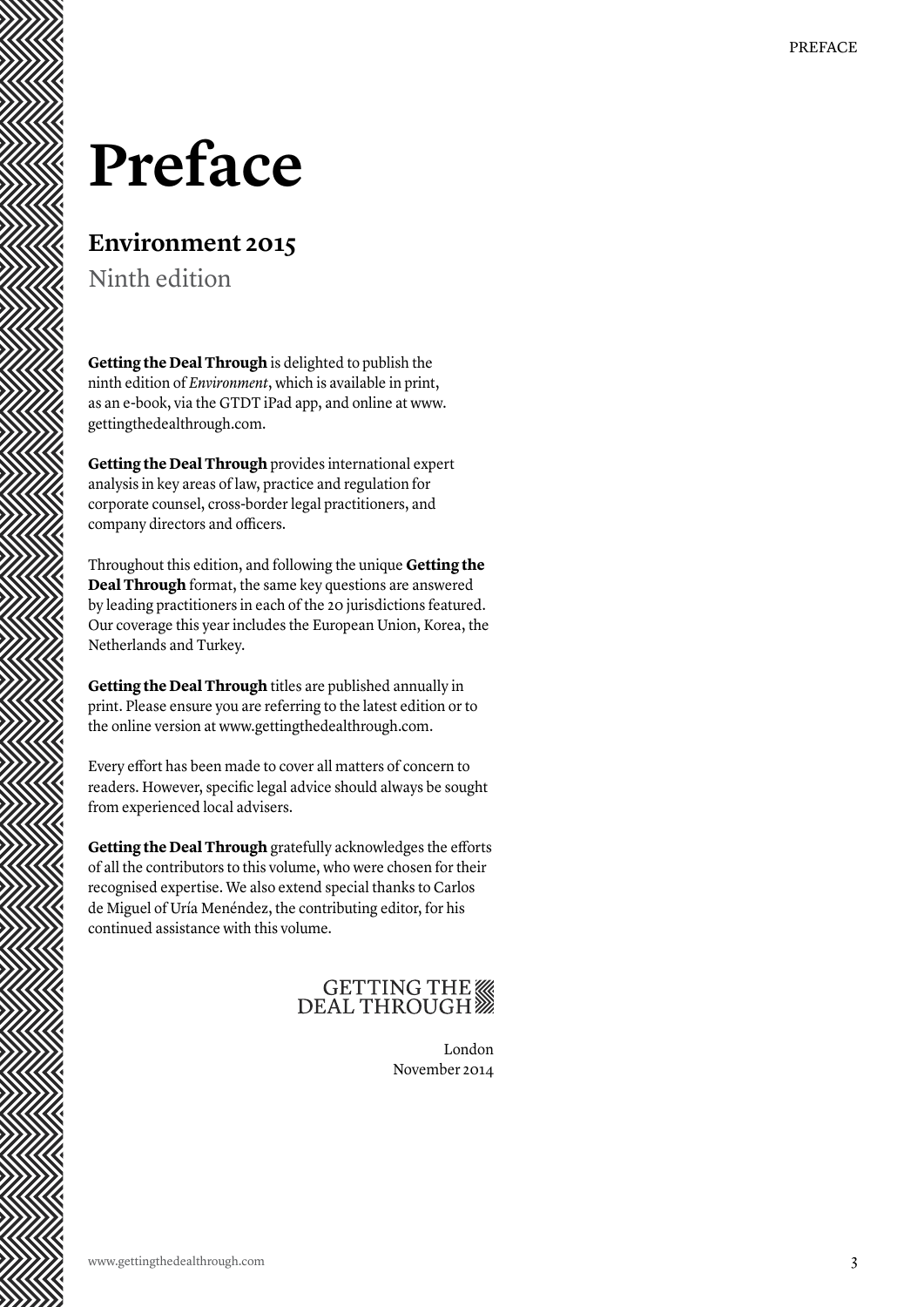# Preface

## Environment 2015

Ninth edition

**Getting the Deal Through** is delighted to publish the ninth edition of *Environment*, which is available in print, as an e-book, via the GTDT iPad app, and online at www.gettingthedealthrough.com.

**Getting the Deal Through** provides international expert analysis in key areas of law, practice and regulation for corporate counsel, cross-border legal practitioners, and company directors and officers.

Throughout this edition, and following the unique **Getting the Deal Through** format, the same key questions are answered by leading practitioners in each of the 20 jurisdictions featured. Our coverage this year includes the European Union, Korea, the Netherlands and Turkey.

**Getting the Deal Through** titles are published annually in print. Please ensure you are referring to the latest edition or to the online version at www.gettingthedealthrough.com.

Every effort has been made to cover all matters of concern to readers. However, specific legal advice should always be sought from experienced local advisers.

**Getting the Deal Through** gratefully acknowledges the efforts of all the contributors to this volume, who were chosen for their recognised expertise. We also extend special thanks to Carlos de Miguel of Uría Menéndez, the contributing editor, for his continued assistance with this volume.

GETTING THE DEAL THROUGH

London
November 2014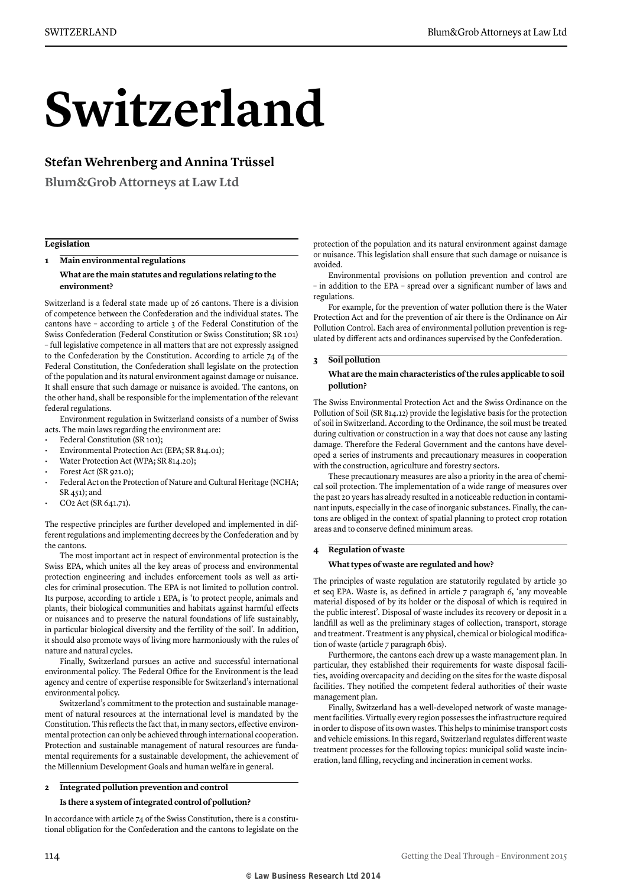# Switzerland

## Stefan Wehrenberg and Annina Trüssel

**Blum&Grob Attorneys at Law Ltd**

### Legislation

#### 1 Main environmental regulations

**What are the main statutes and regulations relating to the environment?**

Switzerland is a federal state made up of 26 cantons. There is a division of competence between the Confederation and the individual states. The cantons have – according to article 3 of the Federal Constitution of the Swiss Confederation (Federal Constitution or Swiss Constitution; SR 101) – full legislative competence in all matters that are not expressly assigned to the Confederation by the Constitution. According to article 74 of the Federal Constitution, the Confederation shall legislate on the protection of the population and its natural environment against damage or nuisance. It shall ensure that such damage or nuisance is avoided. The cantons, on the other hand, shall be responsible for the implementation of the relevant federal regulations.

Environment regulation in Switzerland consists of a number of Swiss acts. The main laws regarding the environment are:

- Federal Constitution (SR 101);
- Environmental Protection Act (EPA; SR 814.01);
- Water Protection Act (WPA; SR 814.20);
- Forest Act (SR 921.0);
- Federal Act on the Protection of Nature and Cultural Heritage (NCHA; SR 451); and
- $CO_2$ Act (SR 641.71).

The respective principles are further developed and implemented in different regulations and implementing decrees by the Confederation and by the cantons.

The most important act in respect of environmental protection is the Swiss EPA, which unites all the key areas of process and environmental protection engineering and includes enforcement tools as well as articles for criminal prosecution. The EPA is not limited to pollution control. Its purpose, according to article 1 EPA, is 'to protect people, animals and plants, their biological communities and habitats against harmful effects or nuisances and to preserve the natural foundations of life sustainably, in particular biological diversity and the fertility of the soil'. In addition, it should also promote ways of living more harmoniously with the rules of nature and natural cycles.

Finally, Switzerland pursues an active and successful international environmental policy. The Federal Office for the Environment is the lead agency and centre of expertise responsible for Switzerland's international environmental policy.

Switzerland's commitment to the protection and sustainable management of natural resources at the international level is mandated by the Constitution. This reflects the fact that, in many sectors, effective environmental protection can only be achieved through international cooperation. Protection and sustainable management of natural resources are fundamental requirements for a sustainable development, the achievement of the Millennium Development Goals and human welfare in general.

#### 2 Integrated pollution prevention and control

**Is there a system of integrated control of pollution?**

In accordance with article 74 of the Swiss Constitution, there is a constitutional obligation for the Confederation and the cantons to legislate on the protection of the population and its natural environment against damage or nuisance. This legislation shall ensure that such damage or nuisance is avoided.

Environmental provisions on pollution prevention and control are – in addition to the EPA – spread over a significant number of laws and regulations.

For example, for the prevention of water pollution there is the Water Protection Act and for the prevention of air there is the Ordinance on Air Pollution Control. Each area of environmental pollution prevention is regulated by different acts and ordinances supervised by the Confederation.

#### 3 Soil pollution

**What are the main characteristics of the rules applicable to soil pollution?**

The Swiss Environmental Protection Act and the Swiss Ordinance on the Pollution of Soil (SR 814.12) provide the legislative basis for the protection of soil in Switzerland. According to the Ordinance, the soil must be treated during cultivation or construction in a way that does not cause any lasting damage. Therefore the Federal Government and the cantons have developed a series of instruments and precautionary measures in cooperation with the construction, agriculture and forestry sectors.

These precautionary measures are also a priority in the area of chemical soil protection. The implementation of a wide range of measures over the past 20 years has already resulted in a noticeable reduction in contaminant inputs, especially in the case of inorganic substances. Finally, the cantons are obliged in the context of spatial planning to protect crop rotation areas and to conserve defined minimum areas.

#### 4 Regulation of waste

**What types of waste are regulated and how?**

The principles of waste regulation are statutorily regulated by article 30 et seq EPA. Waste is, as defined in article 7 paragraph 6, 'any moveable material disposed of by its holder or the disposal of which is required in the public interest'. Disposal of waste includes its recovery or deposit in a landfill as well as the preliminary stages of collection, transport, storage and treatment. Treatment is any physical, chemical or biological modification of waste (article 7 paragraph 6bis).

Furthermore, the cantons each drew up a waste management plan. In particular, they established their requirements for waste disposal facilities, avoiding overcapacity and deciding on the sites for the waste disposal facilities. They notified the competent federal authorities of their waste management plan.

Finally, Switzerland has a well-developed network of waste management facilities. Virtually every region possesses the infrastructure required in order to dispose of its own wastes. This helps to minimise transport costs and vehicle emissions. In this regard, Switzerland regulates different waste treatment processes for the following topics: municipal solid waste incineration, land filling, recycling and incineration in cement works.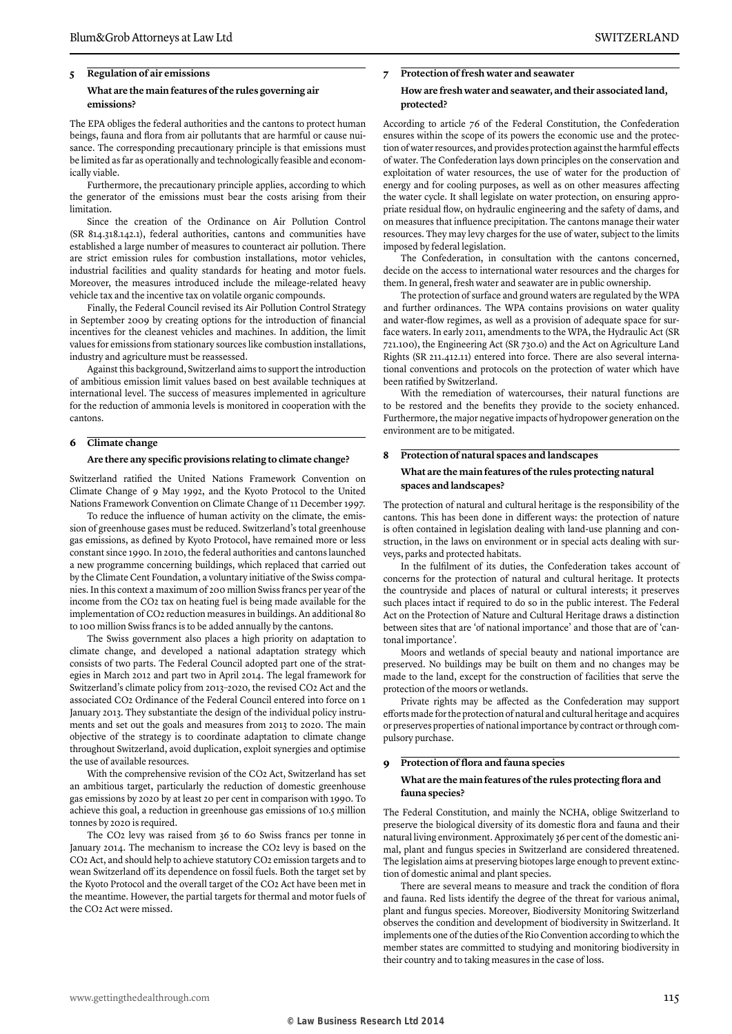## 5 Regulation of air emissions

### What are the main features of the rules governing air emissions?

The EPA obliges the federal authorities and the cantons to protect human beings, fauna and flora from air pollutants that are harmful or cause nuisance. The corresponding precautionary principle is that emissions must be limited as far as operationally and technologically feasible and economically viable.

Furthermore, the precautionary principle applies, according to which the generator of the emissions must bear the costs arising from their limitation.

Since the creation of the Ordinance on Air Pollution Control (SR 814.318.142.1), federal authorities, cantons and communities have established a large number of measures to counteract air pollution. There are strict emission rules for combustion installations, motor vehicles, industrial facilities and quality standards for heating and motor fuels. Moreover, the measures introduced include the mileage-related heavy vehicle tax and the incentive tax on volatile organic compounds.

Finally, the Federal Council revised its Air Pollution Control Strategy in September 2009 by creating options for the introduction of financial incentives for the cleanest vehicles and machines. In addition, the limit values for emissions from stationary sources like combustion installations, industry and agriculture must be reassessed.

Against this background, Switzerland aims to support the introduction of ambitious emission limit values based on best available techniques at international level. The success of measures implemented in agriculture for the reduction of ammonia levels is monitored in cooperation with the cantons.

## 6 Climate change

### Are there any specific provisions relating to climate change?

Switzerland ratified the United Nations Framework Convention on Climate Change of 9 May 1992, and the Kyoto Protocol to the United Nations Framework Convention on Climate Change of 11 December 1997.

To reduce the influence of human activity on the climate, the emission of greenhouse gases must be reduced. Switzerland's total greenhouse gas emissions, as defined by Kyoto Protocol, have remained more or less constant since 1990. In 2010, the federal authorities and cantons launched a new programme concerning buildings, which replaced that carried out by the Climate Cent Foundation, a voluntary initiative of the Swiss companies. In this context a maximum of 200 million Swiss francs per year of the income from the $CO_2$ tax on heating fuel is being made available for the implementation of $CO_2$ reduction measures in buildings. An additional 80 to 100 million Swiss francs is to be added annually by the cantons.

The Swiss government also places a high priority on adaptation to climate change, and developed a national adaptation strategy which consists of two parts. The Federal Council adopted part one of the strategies in March 2012 and part two in April 2014. The legal framework for Switzerland's climate policy from 2013–2020, the revised $CO_2$ Act and the associated $CO_2$ Ordinance of the Federal Council entered into force on 1 January 2013. They substantiate the design of the individual policy instruments and set out the goals and measures from 2013 to 2020. The main objective of the strategy is to coordinate adaptation to climate change throughout Switzerland, avoid duplication, exploit synergies and optimise the use of available resources.

With the comprehensive revision of the $CO_2$ Act, Switzerland has set an ambitious target, particularly the reduction of domestic greenhouse gas emissions by 2020 by at least 20 per cent in comparison with 1990. To achieve this goal, a reduction in greenhouse gas emissions of 10.5 million tonnes by 2020 is required.

The $CO_2$ levy was raised from 36 to 60 Swiss francs per tonne in January 2014. The mechanism to increase the $CO_2$ levy is based on the $CO_2$ Act, and should help to achieve statutory $CO_2$ emission targets and to wean Switzerland off its dependence on fossil fuels. Both the target set by the Kyoto Protocol and the overall target of the $CO_2$ Act have been met in the meantime. However, the partial targets for thermal and motor fuels of the $CO_2$ Act were missed.

## 7 Protection of fresh water and seawater

### How are fresh water and seawater, and their associated land, protected?

According to article 76 of the Federal Constitution, the Confederation ensures within the scope of its powers the economic use and the protection of water resources, and provides protection against the harmful effects of water. The Confederation lays down principles on the conservation and exploitation of water resources, the use of water for the production of energy and for cooling purposes, as well as on other measures affecting the water cycle. It shall legislate on water protection, on ensuring appropriate residual flow, on hydraulic engineering and the safety of dams, and on measures that influence precipitation. The cantons manage their water resources. They may levy charges for the use of water, subject to the limits imposed by federal legislation.

The Confederation, in consultation with the cantons concerned, decide on the access to international water resources and the charges for them. In general, fresh water and seawater are in public ownership.

The protection of surface and ground waters are regulated by the WPA and further ordinances. The WPA contains provisions on water quality and water-flow regimes, as well as a provision of adequate space for surface waters. In early 2011, amendments to the WPA, the Hydraulic Act (SR 721.100), the Engineering Act (SR 730.0) and the Act on Agriculture Land Rights (SR 211.412.11) entered into force. There are also several international conventions and protocols on the protection of water which have been ratified by Switzerland.

With the remediation of watercourses, their natural functions are to be restored and the benefits they provide to the society enhanced. Furthermore, the major negative impacts of hydropower generation on the environment are to be mitigated.

## 8 Protection of natural spaces and landscapes

### What are the main features of the rules protecting natural spaces and landscapes?

The protection of natural and cultural heritage is the responsibility of the cantons. This has been done in different ways: the protection of nature is often contained in legislation dealing with land-use planning and construction, in the laws on environment or in special acts dealing with surveys, parks and protected habitats.

In the fulfilment of its duties, the Confederation takes account of concerns for the protection of natural and cultural heritage. It protects the countryside and places of natural or cultural interests; it preserves such places intact if required to do so in the public interest. The Federal Act on the Protection of Nature and Cultural Heritage draws a distinction between sites that are 'of national importance' and those that are of 'cantonal importance'.

Moors and wetlands of special beauty and national importance are preserved. No buildings may be built on them and no changes may be made to the land, except for the construction of facilities that serve the protection of the moors or wetlands.

Private rights may be affected as the Confederation may support efforts made for the protection of natural and cultural heritage and acquires or preserves properties of national importance by contract or through compulsory purchase.

## 9 Protection of flora and fauna species

### What are the main features of the rules protecting flora and fauna species?

The Federal Constitution, and mainly the NCHA, oblige Switzerland to preserve the biological diversity of its domestic flora and fauna and their natural living environment. Approximately 36 per cent of the domestic animal, plant and fungus species in Switzerland are considered threatened. The legislation aims at preserving biotopes large enough to prevent extinction of domestic animal and plant species.

There are several means to measure and track the condition of flora and fauna. Red lists identify the degree of the threat for various animal, plant and fungus species. Moreover, Biodiversity Monitoring Switzerland observes the condition and development of biodiversity in Switzerland. It implements one of the duties of the Rio Convention according to which the member states are committed to studying and monitoring biodiversity in their country and to taking measures in the case of loss.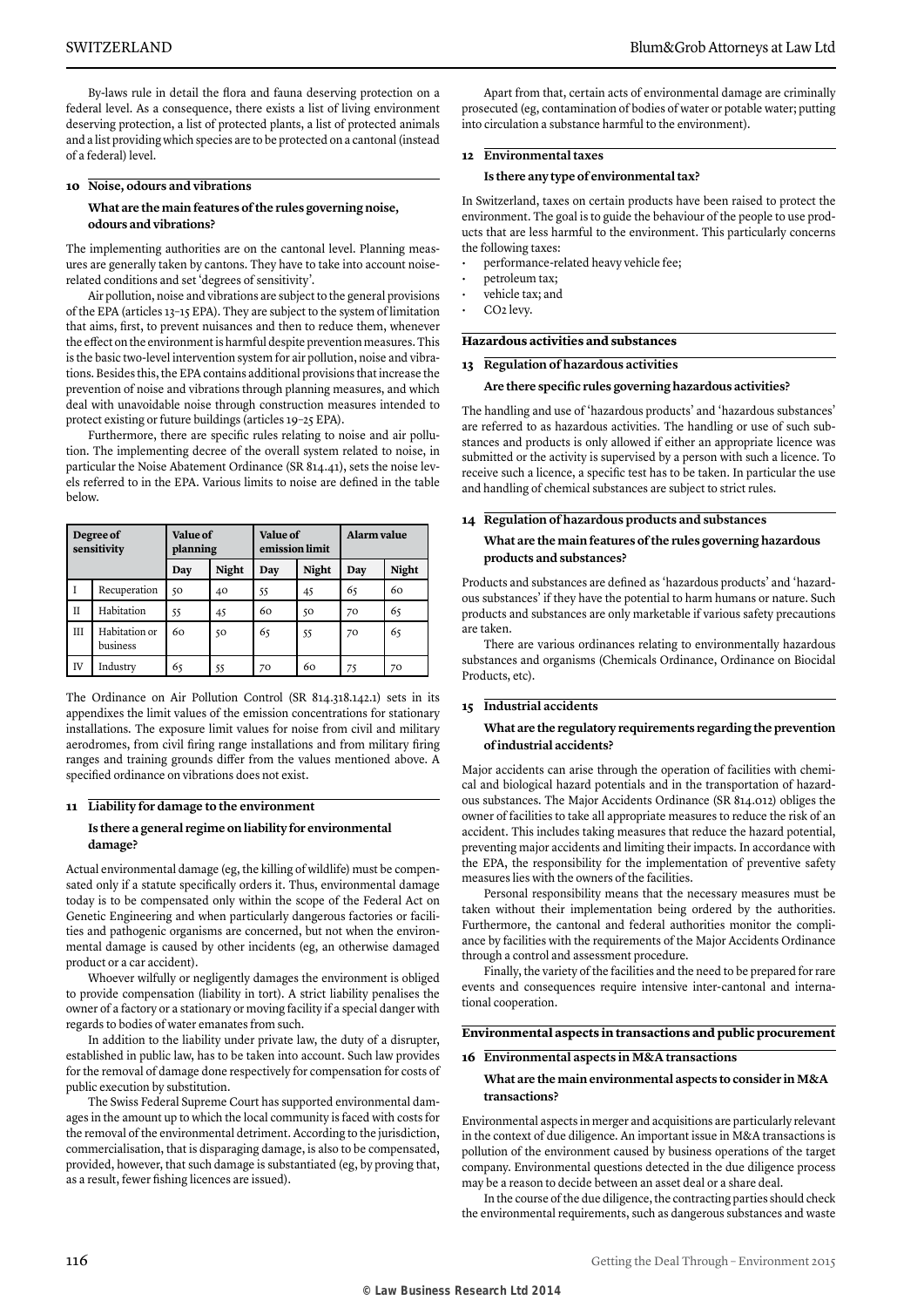By-laws rule in detail the flora and fauna deserving protection on a federal level. As a consequence, there exists a list of living environment deserving protection, a list of protected plants, a list of protected animals and a list providing which species are to be protected on a cantonal (instead of a federal) level.

### 10 Noise, odours and vibrations

**What are the main features of the rules governing noise, odours and vibrations?**

The implementing authorities are on the cantonal level. Planning measures are generally taken by cantons. They have to take into account noise-related conditions and set 'degrees of sensitivity'.

Air pollution, noise and vibrations are subject to the general provisions of the EPA (articles 13–15 EPA). They are subject to the system of limitation that aims, first, to prevent nuisances and then to reduce them, whenever the effect on the environment is harmful despite prevention measures. This is the basic two-level intervention system for air pollution, noise and vibrations. Besides this, the EPA contains additional provisions that increase the prevention of noise and vibrations through planning measures, and which deal with unavoidable noise through construction measures intended to protect existing or future buildings (articles 19–25 EPA).

Furthermore, there are specific rules relating to noise and air pollution. The implementing decree of the overall system related to noise, in particular the Noise Abatement Ordinance (SR 814.41), sets the noise levels referred to in the EPA. Various limits to noise are defined in the table below.

| Degree of sensitivity | | Value of planning | | Value of emission limit | | Alarm value | |
|---|---|---|---|---|---|---|---|
| | | Day | Night | Day | Night | Day | Night |
| I | Recuperation | 50 | 40 | 55 | 45 | 65 | 60 |
| II | Habitation | 55 | 45 | 60 | 50 | 70 | 65 |
| III | Habitation or business | 60 | 50 | 65 | 55 | 70 | 65 |
| IV | Industry | 65 | 55 | 70 | 60 | 75 | 70 |

The Ordinance on Air Pollution Control (SR 814.318.142.1) sets in its appendixes the limit values of the emission concentrations for stationary installations. The exposure limit values for noise from civil and military aerodromes, from civil firing range installations and from military firing ranges and training grounds differ from the values mentioned above. A specified ordinance on vibrations does not exist.

### 11 Liability for damage to the environment

**Is there a general regime on liability for environmental damage?**

Actual environmental damage (eg, the killing of wildlife) must be compensated only if a statute specifically orders it. Thus, environmental damage today is to be compensated only within the scope of the Federal Act on Genetic Engineering and when particularly dangerous factories or facilities and pathogenic organisms are concerned, but not when the environmental damage is caused by other incidents (eg, an otherwise damaged product or a car accident).

Whoever wilfully or negligently damages the environment is obliged to provide compensation (liability in tort). A strict liability penalises the owner of a factory or a stationary or moving facility if a special danger with regards to bodies of water emanates from such.

In addition to the liability under private law, the duty of a disrupter, established in public law, has to be taken into account. Such law provides for the removal of damage done respectively for compensation for costs of public execution by substitution.

The Swiss Federal Supreme Court has supported environmental damages in the amount up to which the local community is faced with costs for the removal of the environmental detriment. According to the jurisdiction, commercialisation, that is disparaging damage, is also to be compensated, provided, however, that such damage is substantiated (eg, by proving that, as a result, fewer fishing licences are issued).

Apart from that, certain acts of environmental damage are criminally prosecuted (eg, contamination of bodies of water or potable water; putting into circulation a substance harmful to the environment).

### 12 Environmental taxes

**Is there any type of environmental tax?**

In Switzerland, taxes on certain products have been raised to protect the environment. The goal is to guide the behaviour of the people to use products that are less harmful to the environment. This particularly concerns the following taxes:

- performance-related heavy vehicle fee;
- petroleum tax;
- vehicle tax; and
- $CO_2$ levy.

## Hazardous activities and substances

### 13 Regulation of hazardous activities

**Are there specific rules governing hazardous activities?**

The handling and use of 'hazardous products' and 'hazardous substances' are referred to as hazardous activities. The handling or use of such substances and products is only allowed if either an appropriate licence was submitted or the activity is supervised by a person with such a licence. To receive such a licence, a specific test has to be taken. In particular the use and handling of chemical substances are subject to strict rules.

### 14 Regulation of hazardous products and substances

**What are the main features of the rules governing hazardous products and substances?**

Products and substances are defined as 'hazardous products' and 'hazardous substances' if they have the potential to harm humans or nature. Such products and substances are only marketable if various safety precautions are taken.

There are various ordinances relating to environmentally hazardous substances and organisms (Chemicals Ordinance, Ordinance on Biocidal Products, etc).

### 15 Industrial accidents

**What are the regulatory requirements regarding the prevention of industrial accidents?**

Major accidents can arise through the operation of facilities with chemical and biological hazard potentials and in the transportation of hazardous substances. The Major Accidents Ordinance (SR 814.012) obliges the owner of facilities to take all appropriate measures to reduce the risk of an accident. This includes taking measures that reduce the hazard potential, preventing major accidents and limiting their impacts. In accordance with the EPA, the responsibility for the implementation of preventive safety measures lies with the owners of the facilities.

Personal responsibility means that the necessary measures must be taken without their implementation being ordered by the authorities. Furthermore, the cantonal and federal authorities monitor the compliance by facilities with the requirements of the Major Accidents Ordinance through a control and assessment procedure.

Finally, the variety of the facilities and the need to be prepared for rare events and consequences require intensive inter-cantonal and international cooperation.

## Environmental aspects in transactions and public procurement

### 16 Environmental aspects in M&A transactions

**What are the main environmental aspects to consider in M&A transactions?**

Environmental aspects in merger and acquisitions are particularly relevant in the context of due diligence. An important issue in M&A transactions is pollution of the environment caused by business operations of the target company. Environmental questions detected in the due diligence process may be a reason to decide between an asset deal or a share deal.

In the course of the due diligence, the contracting parties should check the environmental requirements, such as dangerous substances and waste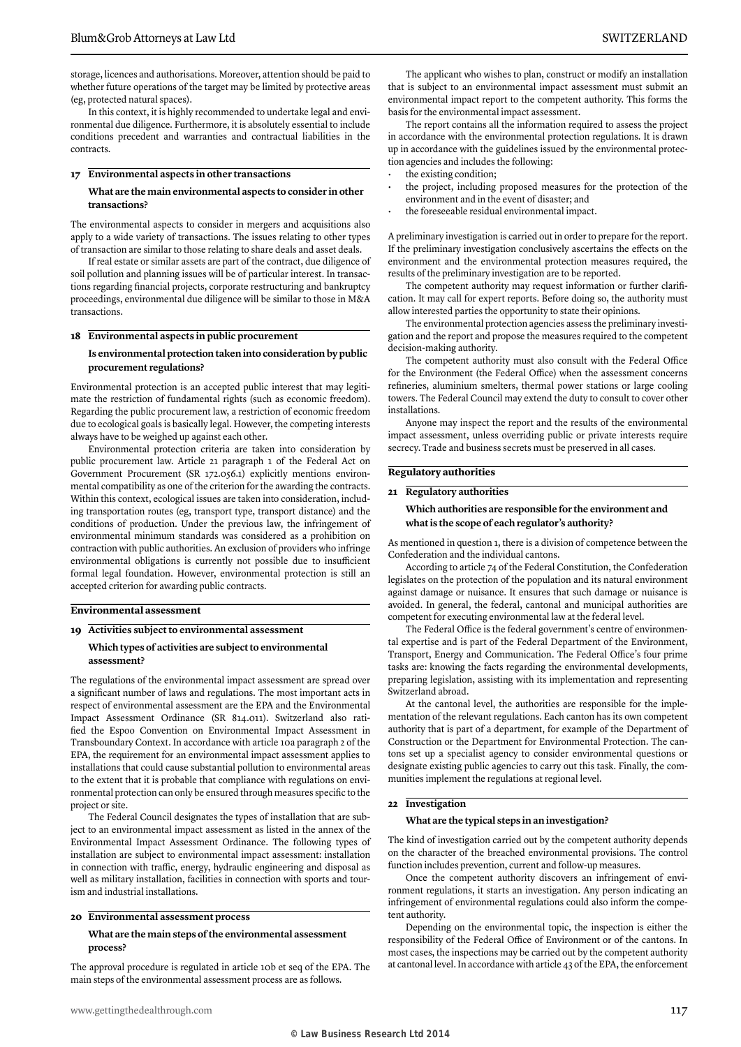storage, licences and authorisations. Moreover, attention should be paid to whether future operations of the target may be limited by protective areas (eg, protected natural spaces).

In this context, it is highly recommended to undertake legal and environmental due diligence. Furthermore, it is absolutely essential to include conditions precedent and warranties and contractual liabilities in the contracts.

## 17 Environmental aspects in other transactions

### What are the main environmental aspects to consider in other transactions?

The environmental aspects to consider in mergers and acquisitions also apply to a wide variety of transactions. The issues relating to other types of transaction are similar to those relating to share deals and asset deals.

If real estate or similar assets are part of the contract, due diligence of soil pollution and planning issues will be of particular interest. In transactions regarding financial projects, corporate restructuring and bankruptcy proceedings, environmental due diligence will be similar to those in M&A transactions.

## 18 Environmental aspects in public procurement

### Is environmental protection taken into consideration by public procurement regulations?

Environmental protection is an accepted public interest that may legitimate the restriction of fundamental rights (such as economic freedom). Regarding the public procurement law, a restriction of economic freedom due to ecological goals is basically legal. However, the competing interests always have to be weighed up against each other.

Environmental protection criteria are taken into consideration by public procurement law. Article 21 paragraph 1 of the Federal Act on Government Procurement (SR 172.056.1) explicitly mentions environmental compatibility as one of the criterion for the awarding the contracts. Within this context, ecological issues are taken into consideration, including transportation routes (eg, transport type, transport distance) and the conditions of production. Under the previous law, the infringement of environmental minimum standards was considered as a prohibition on contraction with public authorities. An exclusion of providers who infringe environmental obligations is currently not possible due to insufficient formal legal foundation. However, environmental protection is still an accepted criterion for awarding public contracts.

# Environmental assessment

## 19 Activities subject to environmental assessment

### Which types of activities are subject to environmental assessment?

The regulations of the environmental impact assessment are spread over a significant number of laws and regulations. The most important acts in respect of environmental assessment are the EPA and the Environmental Impact Assessment Ordinance (SR 814.011). Switzerland also ratified the Espoo Convention on Environmental Impact Assessment in Transboundary Context. In accordance with article 10a paragraph 2 of the EPA, the requirement for an environmental impact assessment applies to installations that could cause substantial pollution to environmental areas to the extent that it is probable that compliance with regulations on environmental protection can only be ensured through measures specific to the project or site.

The Federal Council designates the types of installation that are subject to an environmental impact assessment as listed in the annex of the Environmental Impact Assessment Ordinance. The following types of installation are subject to environmental impact assessment: installation in connection with traffic, energy, hydraulic engineering and disposal as well as military installation, facilities in connection with sports and tourism and industrial installations.

## 20 Environmental assessment process

### What are the main steps of the environmental assessment process?

The approval procedure is regulated in article 10b et seq of the EPA. The main steps of the environmental assessment process are as follows.

The applicant who wishes to plan, construct or modify an installation that is subject to an environmental impact assessment must submit an environmental impact report to the competent authority. This forms the basis for the environmental impact assessment.

The report contains all the information required to assess the project in accordance with the environmental protection regulations. It is drawn up in accordance with the guidelines issued by the environmental protection agencies and includes the following:

- the existing condition;
- the project, including proposed measures for the protection of the environment and in the event of disaster; and
- the foreseeable residual environmental impact.

A preliminary investigation is carried out in order to prepare for the report. If the preliminary investigation conclusively ascertains the effects on the environment and the environmental protection measures required, the results of the preliminary investigation are to be reported.

The competent authority may request information or further clarification. It may call for expert reports. Before doing so, the authority must allow interested parties the opportunity to state their opinions.

The environmental protection agencies assess the preliminary investigation and the report and propose the measures required to the competent decision-making authority.

The competent authority must also consult with the Federal Office for the Environment (the Federal Office) when the assessment concerns refineries, aluminium smelters, thermal power stations or large cooling towers. The Federal Council may extend the duty to consult to cover other installations.

Anyone may inspect the report and the results of the environmental impact assessment, unless overriding public or private interests require secrecy. Trade and business secrets must be preserved in all cases.

# Regulatory authorities

## 21 Regulatory authorities

### Which authorities are responsible for the environment and what is the scope of each regulator's authority?

As mentioned in question 1, there is a division of competence between the Confederation and the individual cantons.

According to article 74 of the Federal Constitution, the Confederation legislates on the protection of the population and its natural environment against damage or nuisance. It ensures that such damage or nuisance is avoided. In general, the federal, cantonal and municipal authorities are competent for executing environmental law at the federal level.

The Federal Office is the federal government's centre of environmental expertise and is part of the Federal Department of the Environment, Transport, Energy and Communication. The Federal Office's four prime tasks are: knowing the facts regarding the environmental developments, preparing legislation, assisting with its implementation and representing Switzerland abroad.

At the cantonal level, the authorities are responsible for the implementation of the relevant regulations. Each canton has its own competent authority that is part of a department, for example of the Department of Construction or the Department for Environmental Protection. The cantons set up a specialist agency to consider environmental questions or designate existing public agencies to carry out this task. Finally, the communities implement the regulations at regional level.

## 22 Investigation

### What are the typical steps in an investigation?

The kind of investigation carried out by the competent authority depends on the character of the breached environmental provisions. The control function includes prevention, current and follow-up measures.

Once the competent authority discovers an infringement of environment regulations, it starts an investigation. Any person indicating an infringement of environmental regulations could also inform the competent authority.

Depending on the environmental topic, the inspection is either the responsibility of the Federal Office of Environment or of the cantons. In most cases, the inspections may be carried out by the competent authority at cantonal level. In accordance with article 43 of the EPA, the enforcement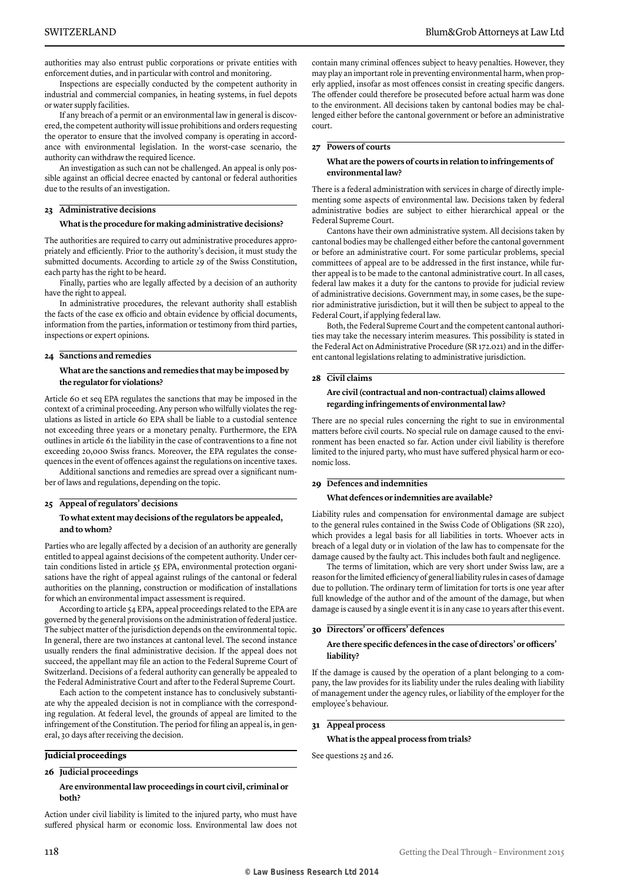authorities may also entrust public corporations or private entities with enforcement duties, and in particular with control and monitoring.

Inspections are especially conducted by the competent authority in industrial and commercial companies, in heating systems, in fuel depots or water supply facilities.

If any breach of a permit or an environmental law in general is discovered, the competent authority will issue prohibitions and orders requesting the operator to ensure that the involved company is operating in accordance with environmental legislation. In the worst-case scenario, the authority can withdraw the required licence.

An investigation as such can not be challenged. An appeal is only possible against an official decree enacted by cantonal or federal authorities due to the results of an investigation.

### 23 Administrative decisions

**What is the procedure for making administrative decisions?**

The authorities are required to carry out administrative procedures appropriately and efficiently. Prior to the authority's decision, it must study the submitted documents. According to article 29 of the Swiss Constitution, each party has the right to be heard.

Finally, parties who are legally affected by a decision of an authority have the right to appeal.

In administrative procedures, the relevant authority shall establish the facts of the case ex officio and obtain evidence by official documents, information from the parties, information or testimony from third parties, inspections or expert opinions.

### 24 Sanctions and remedies

**What are the sanctions and remedies that may be imposed by the regulator for violations?**

Article 60 et seq EPA regulates the sanctions that may be imposed in the context of a criminal proceeding. Any person who wilfully violates the regulations as listed in article 60 EPA shall be liable to a custodial sentence not exceeding three years or a monetary penalty. Furthermore, the EPA outlines in article 61 the liability in the case of contraventions to a fine not exceeding 20,000 Swiss francs. Moreover, the EPA regulates the consequences in the event of offences against the regulations on incentive taxes.

Additional sanctions and remedies are spread over a significant number of laws and regulations, depending on the topic.

### 25 Appeal of regulators' decisions

**To what extent may decisions of the regulators be appealed, and to whom?**

Parties who are legally affected by a decision of an authority are generally entitled to appeal against decisions of the competent authority. Under certain conditions listed in article 55 EPA, environmental protection organisations have the right of appeal against rulings of the cantonal or federal authorities on the planning, construction or modification of installations for which an environmental impact assessment is required.

According to article 54 EPA, appeal proceedings related to the EPA are governed by the general provisions on the administration of federal justice. The subject matter of the jurisdiction depends on the environmental topic. In general, there are two instances at cantonal level. The second instance usually renders the final administrative decision. If the appeal does not succeed, the appellant may file an action to the Federal Supreme Court of Switzerland. Decisions of a federal authority can generally be appealed to the Federal Administrative Court and after to the Federal Supreme Court.

Each action to the competent instance has to conclusively substantiate why the appealed decision is not in compliance with the corresponding regulation. At federal level, the grounds of appeal are limited to the infringement of the Constitution. The period for filing an appeal is, in general, 30 days after receiving the decision.

## Judicial proceedings

### 26 Judicial proceedings

**Are environmental law proceedings in court civil, criminal or both?**

Action under civil liability is limited to the injured party, who must have suffered physical harm or economic loss. Environmental law does not contain many criminal offences subject to heavy penalties. However, they may play an important role in preventing environmental harm, when properly applied, insofar as most offences consist in creating specific dangers. The offender could therefore be prosecuted before actual harm was done to the environment. All decisions taken by cantonal bodies may be challenged either before the cantonal government or before an administrative court.

### 27 Powers of courts

**What are the powers of courts in relation to infringements of environmental law?**

There is a federal administration with services in charge of directly implementing some aspects of environmental law. Decisions taken by federal administrative bodies are subject to either hierarchical appeal or the Federal Supreme Court.

Cantons have their own administrative system. All decisions taken by cantonal bodies may be challenged either before the cantonal government or before an administrative court. For some particular problems, special committees of appeal are to be addressed in the first instance, while further appeal is to be made to the cantonal administrative court. In all cases, federal law makes it a duty for the cantons to provide for judicial review of administrative decisions. Government may, in some cases, be the superior administrative jurisdiction, but it will then be subject to appeal to the Federal Court, if applying federal law.

Both, the Federal Supreme Court and the competent cantonal authorities may take the necessary interim measures. This possibility is stated in the Federal Act on Administrative Procedure (SR 172.021) and in the different cantonal legislations relating to administrative jurisdiction.

### 28 Civil claims

**Are civil (contractual and non-contractual) claims allowed regarding infringements of environmental law?**

There are no special rules concerning the right to sue in environmental matters before civil courts. No special rule on damage caused to the environment has been enacted so far. Action under civil liability is therefore limited to the injured party, who must have suffered physical harm or economic loss.

### 29 Defences and indemnities

**What defences or indemnities are available?**

Liability rules and compensation for environmental damage are subject to the general rules contained in the Swiss Code of Obligations (SR 220), which provides a legal basis for all liabilities in torts. Whoever acts in breach of a legal duty or in violation of the law has to compensate for the damage caused by the faulty act. This includes both fault and negligence.

The terms of limitation, which are very short under Swiss law, are a reason for the limited efficiency of general liability rules in cases of damage due to pollution. The ordinary term of limitation for torts is one year after full knowledge of the author and of the amount of the damage, but when damage is caused by a single event it is in any case 10 years after this event.

### 30 Directors' or officers' defences

**Are there specific defences in the case of directors' or officers' liability?**

If the damage is caused by the operation of a plant belonging to a company, the law provides for its liability under the rules dealing with liability of management under the agency rules, or liability of the employer for the employee's behaviour.

### 31 Appeal process

**What is the appeal process from trials?**

See questions 25 and 26.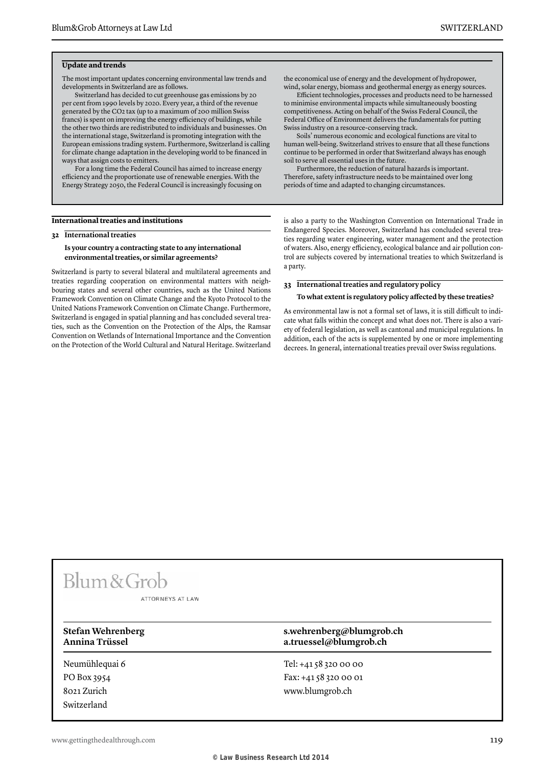### Update and trends

The most important updates concerning environmental law trends and developments in Switzerland are as follows.

Switzerland has decided to cut greenhouse gas emissions by 20 per cent from 1990 levels by 2020. Every year, a third of the revenue generated by the $CO_2$ tax (up to a maximum of 200 million Swiss francs) is spent on improving the energy efficiency of buildings, while the other two thirds are redistributed to individuals and businesses. On the international stage, Switzerland is promoting integration with the European emissions trading system. Furthermore, Switzerland is calling for climate change adaptation in the developing world to be financed in ways that assign costs to emitters.

For a long time the Federal Council has aimed to increase energy efficiency and the proportionate use of renewable energies. With the Energy Strategy 2050, the Federal Council is increasingly focusing on the economical use of energy and the development of hydropower, wind, solar energy, biomass and geothermal energy as energy sources.

Efficient technologies, processes and products need to be harnessed to minimise environmental impacts while simultaneously boosting competitiveness. Acting on behalf of the Swiss Federal Council, the Federal Office of Environment delivers the fundamentals for putting Swiss industry on a resource-conserving track.

Soils' numerous economic and ecological functions are vital to human well-being. Switzerland strives to ensure that all these functions continue to be performed in order that Switzerland always has enough soil to serve all essential uses in the future.

Furthermore, the reduction of natural hazards is important. Therefore, safety infrastructure needs to be maintained over long periods of time and adapted to changing circumstances.

## International treaties and institutions

### 32 International treaties

**Is your country a contracting state to any international environmental treaties, or similar agreements?**

Switzerland is party to several bilateral and multilateral agreements and treaties regarding cooperation on environmental matters with neighbouring states and several other countries, such as the United Nations Framework Convention on Climate Change and the Kyoto Protocol to the United Nations Framework Convention on Climate Change. Furthermore, Switzerland is engaged in spatial planning and has concluded several treaties, such as the Convention on the Protection of the Alps, the Ramsar Convention on Wetlands of International Importance and the Convention on the Protection of the World Cultural and Natural Heritage. Switzerland is also a party to the Washington Convention on International Trade in Endangered Species. Moreover, Switzerland has concluded several treaties regarding water engineering, water management and the protection of waters. Also, energy efficiency, ecological balance and air pollution control are subjects covered by international treaties to which Switzerland is a party.

### 33 International treaties and regulatory policy

**To what extent is regulatory policy affected by these treaties?**

As environmental law is not a formal set of laws, it is still difficult to indicate what falls within the concept and what does not. There is also a variety of federal legislation, as well as cantonal and municipal regulations. In addition, each of the acts is supplemented by one or more implementing decrees. In general, international treaties prevail over Swiss regulations.

Blum&Grob
ATTORNEYS AT LAW

| | |
|---|---|
| **Stefan Wehrenberg** | **s.wehrenberg@blumgrob.ch** |
| **Annina Trüssel** | **a.truessel@blumgrob.ch** |
| Neumühlequai 6 | Tel: +41 58 320 00 00 |
| PO Box 3954 | Fax: +41 58 320 00 01 |
| 8021 Zurich | www.blumgrob.ch |
| Switzerland | |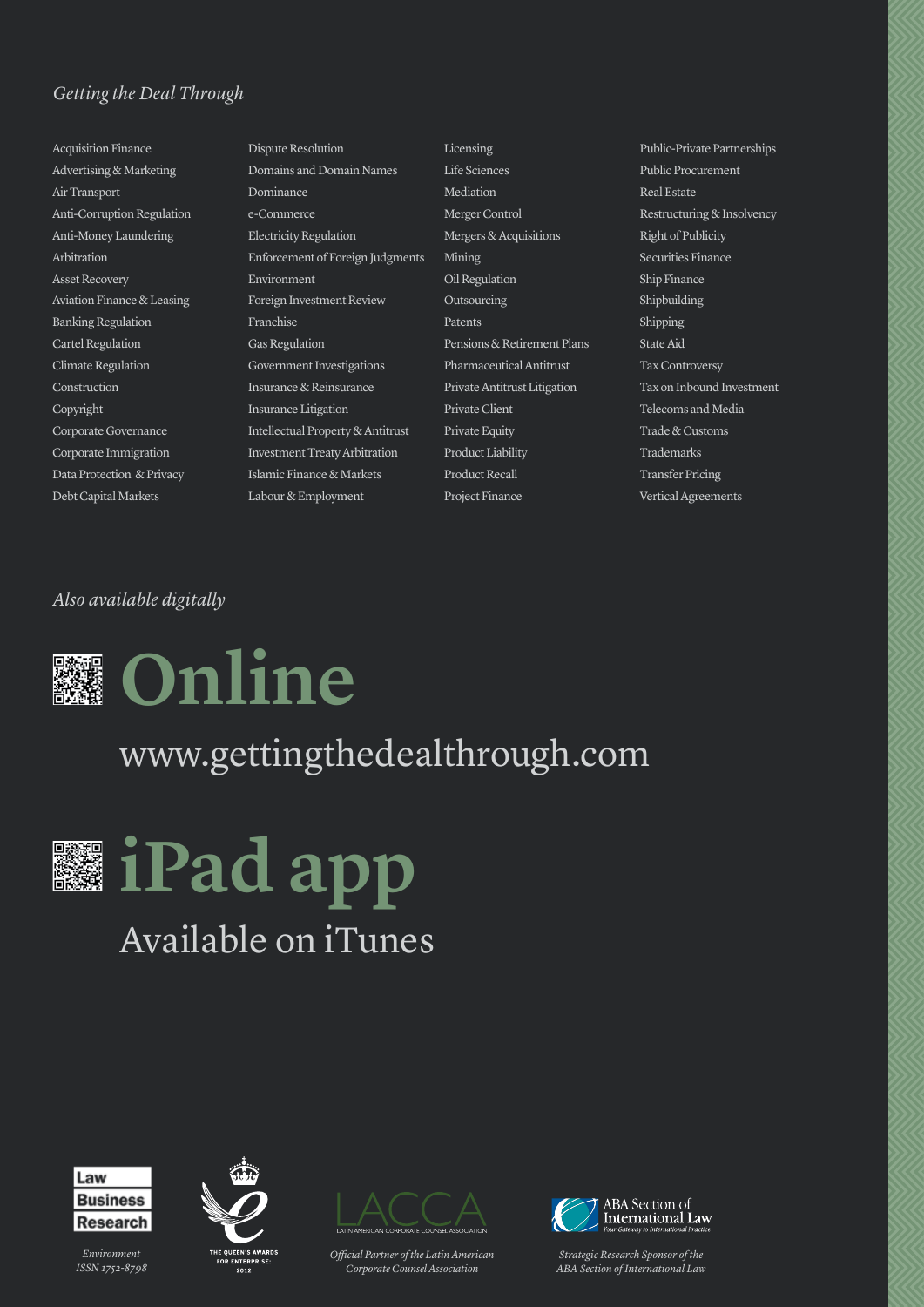*Getting the Deal Through*

- Acquisition Finance
- Advertising & Marketing
- Air Transport
- Anti-Corruption Regulation
- Anti-Money Laundering
- Arbitration
- Asset Recovery
- Aviation Finance & Leasing
- Banking Regulation
- Cartel Regulation
- Climate Regulation
- Construction
- Copyright
- Corporate Governance
- Corporate Immigration
- Data Protection & Privacy
- Debt Capital Markets
- Dispute Resolution
- Domains and Domain Names
- Dominance
- e-Commerce
- Electricity Regulation
- Enforcement of Foreign Judgments
- Environment
- Foreign Investment Review
- Franchise
- Gas Regulation
- Government Investigations
- Insurance & Reinsurance
- Insurance Litigation
- Intellectual Property & Antitrust
- Investment Treaty Arbitration
- Islamic Finance & Markets
- Labour & Employment
- Licensing
- Life Sciences
- Mediation
- Merger Control
- Mergers & Acquisitions
- Mining
- Oil Regulation
- Outsourcing
- Patents
- Pensions & Retirement Plans
- Pharmaceutical Antitrust
- Private Antitrust Litigation
- Private Client
- Private Equity
- Product Liability
- Product Recall
- Project Finance
- Public-Private Partnerships
- Public Procurement
- Real Estate
- Restructuring & Insolvency
- Right of Publicity
- Securities Finance
- Ship Finance
- Shipbuilding
- Shipping
- State Aid
- Tax Controversy
- Tax on Inbound Investment
- Telecoms and Media
- Trade & Customs
- Trademarks
- Transfer Pricing
- Vertical Agreements

*Also available digitally*

# Online

www.gettingthedealthrough.com

# iPad app

Available on iTunes

Law Business Research

*Environment*
*ISSN 1752-8798*

THE QUEEN'S AWARDS FOR ENTERPRISE: 2012

LACCA
LATIN AMERICAN CORPORATE COUNSEL ASSOCIATION

*Official Partner of the Latin American Corporate Counsel Association*

ABA Section of International Law
*Your Gateway to International Practice*

*Strategic Research Sponsor of the ABA Section of International Law*